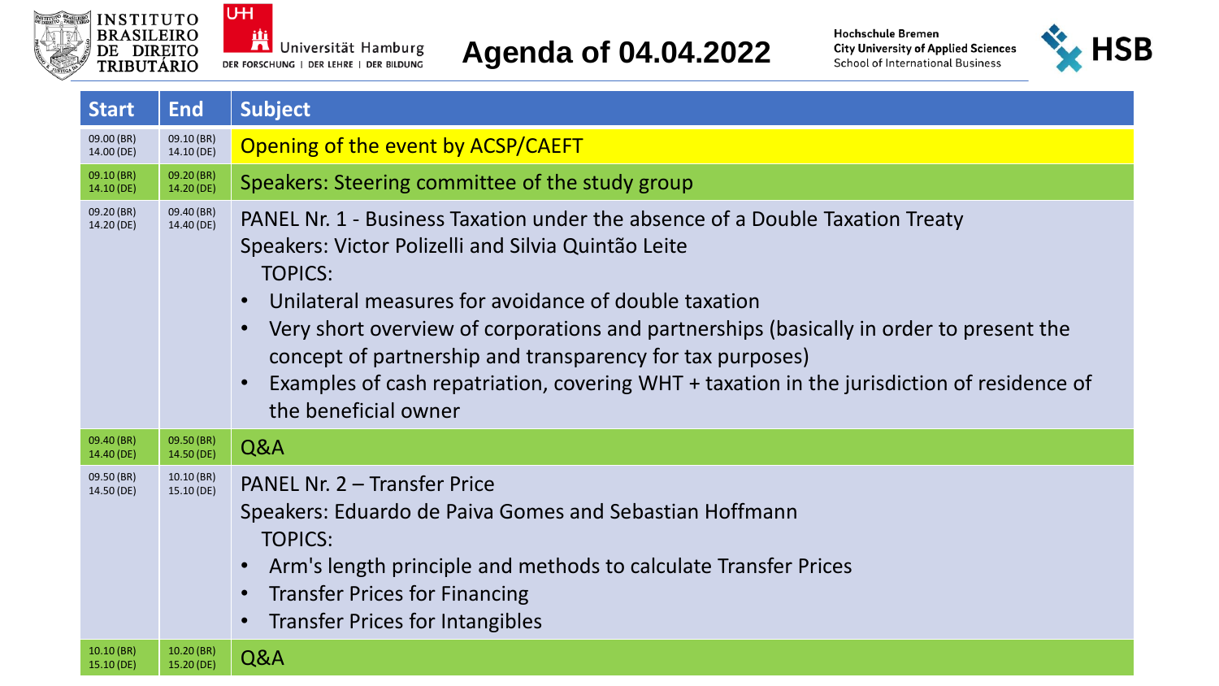# Agenda of 04.04.2022

| Start | End | Subject |
|---|---|---|
| 09.00 (BR) 14.00 (DE) | 09.10 (BR) 14.10 (DE) | Opening of the event by ACSP/CAEFT |
| 09.10 (BR) 14.10 (DE) | 09.20 (BR) 14.20 (DE) | Speakers: Steering committee of the study group |
| 09.20 (BR) 14.20 (DE) | 09.40 (BR) 14.40 (DE) | PANEL Nr. 1 - Business Taxation under the absence of a Double Taxation Treaty<br>Speakers: Victor Polizelli and Silvia Quintão Leite<br>TOPICS:<br>• Unilateral measures for avoidance of double taxation<br>• Very short overview of corporations and partnerships (basically in order to present the concept of partnership and transparency for tax purposes)<br>• Examples of cash repatriation, covering WHT + taxation in the jurisdiction of residence of the beneficial owner |
| 09.40 (BR) 14.40 (DE) | 09.50 (BR) 14.50 (DE) | Q&A |
| 09.50 (BR) 14.50 (DE) | 10.10 (BR) 15.10 (DE) | PANEL Nr. 2 – Transfer Price<br>Speakers: Eduardo de Paiva Gomes and Sebastian Hoffmann<br>TOPICS:<br>• Arm's length principle and methods to calculate Transfer Prices<br>• Transfer Prices for Financing<br>• Transfer Prices for Intangibles |
| 10.10 (BR) 15.10 (DE) | 10.20 (BR) 15.20 (DE) | Q&A |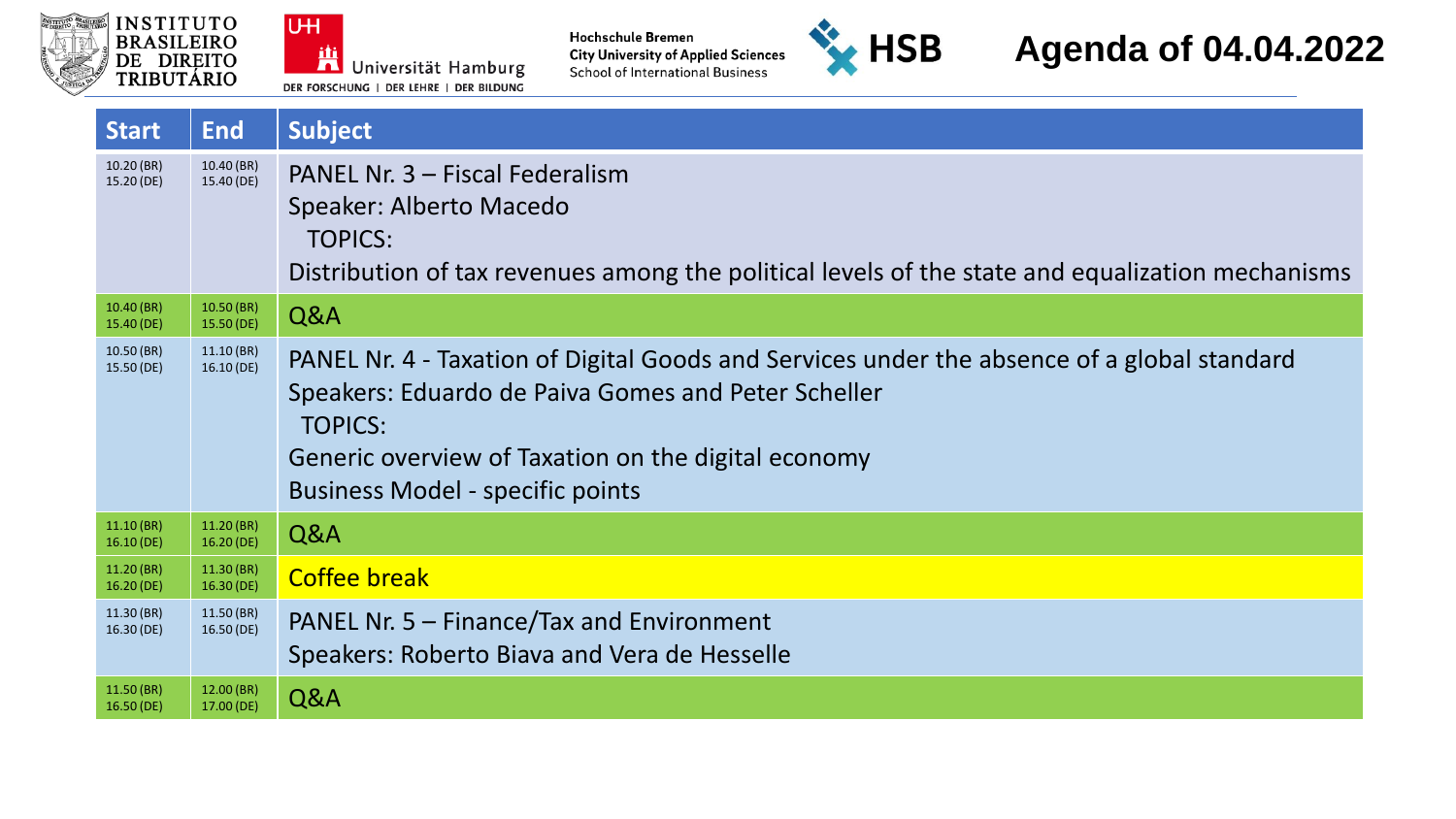# Agenda of 04.04.2022

| Start | End | Subject |
| --- | --- | --- |
| 10.20 (BR)<br>15.20 (DE) | 10.40 (BR)<br>15.40 (DE) | PANEL Nr. 3 – Fiscal Federalism<br>Speaker: Alberto Macedo<br>TOPICS:<br>Distribution of tax revenues among the political levels of the state and equalization mechanisms |
| 10.40 (BR)<br>15.40 (DE) | 10.50 (BR)<br>15.50 (DE) | Q&A |
| 10.50 (BR)<br>15.50 (DE) | 11.10 (BR)<br>16.10 (DE) | PANEL Nr. 4 - Taxation of Digital Goods and Services under the absence of a global standard<br>Speakers: Eduardo de Paiva Gomes and Peter Scheller<br>TOPICS:<br>Generic overview of Taxation on the digital economy<br>Business Model - specific points |
| 11.10 (BR)<br>16.10 (DE) | 11.20 (BR)<br>16.20 (DE) | Q&A |
| 11.20 (BR)<br>16.20 (DE) | 11.30 (BR)<br>16.30 (DE) | Coffee break |
| 11.30 (BR)<br>16.30 (DE) | 11.50 (BR)<br>16.50 (DE) | PANEL Nr. 5 – Finance/Tax and Environment<br>Speakers: Roberto Biava and Vera de Hesselle |
| 11.50 (BR)<br>16.50 (DE) | 12.00 (BR)<br>17.00 (DE) | Q&A |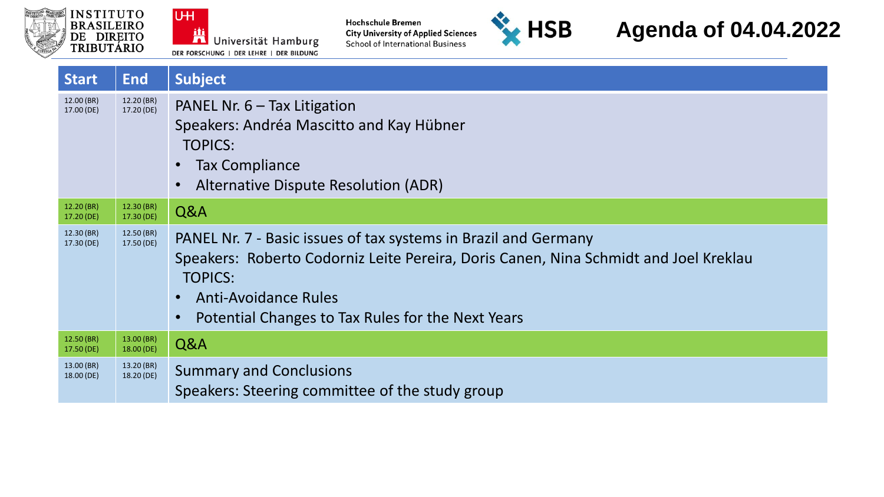# Agenda of 04.04.2022

| Start | End | Subject |
|---|---|---|
| 12.00 (BR)<br>17.00 (DE) | 12.20 (BR)<br>17.20 (DE) | PANEL Nr. 6 – Tax Litigation<br>Speakers: Andréa Mascitto and Kay Hübner<br>TOPICS:<br>• Tax Compliance<br>• Alternative Dispute Resolution (ADR) |
| 12.20 (BR)<br>17.20 (DE) | 12.30 (BR)<br>17.30 (DE) | Q&A |
| 12.30 (BR)<br>17.30 (DE) | 12.50 (BR)<br>17.50 (DE) | PANEL Nr. 7 - Basic issues of tax systems in Brazil and Germany<br>Speakers: Roberto Codorniz Leite Pereira, Doris Canen, Nina Schmidt and Joel Kreklau<br>TOPICS:<br>• Anti-Avoidance Rules<br>• Potential Changes to Tax Rules for the Next Years |
| 12.50 (BR)<br>17.50 (DE) | 13.00 (BR)<br>18.00 (DE) | Q&A |
| 13.00 (BR)<br>18.00 (DE) | 13.20 (BR)<br>18.20 (DE) | Summary and Conclusions<br>Speakers: Steering committee of the study group |